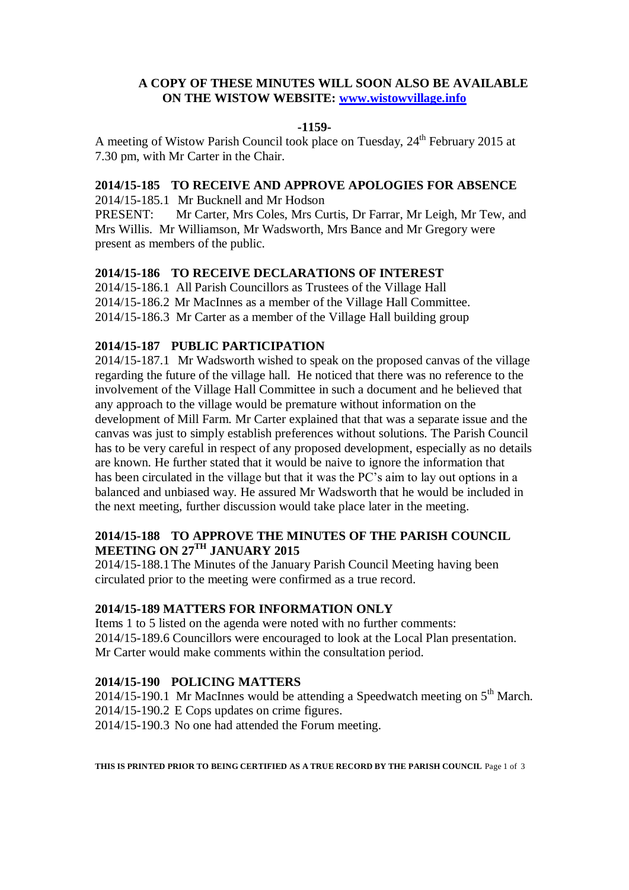**A COPY OF THESE MINUTES WILL SOON ALSO BE AVAILABLE ON THE WISTOW WEBSITE: [www.wistowvillage.info](www.wistowvillage.info)**

**-1159-**

A meeting of Wistow Parish Council took place on Tuesday, 24th February 2015 at 7.30 pm, with Mr Carter in the Chair.

**2014/15-185 TO RECEIVE AND APPROVE APOLOGIES FOR ABSENCE**

2014/15-185.1 Mr Bucknell and Mr Hodson

PRESENT: Mr Carter, Mrs Coles, Mrs Curtis, Dr Farrar, Mr Leigh, Mr Tew, and Mrs Willis. Mr Williamson, Mr Wadsworth, Mrs Bance and Mr Gregory were present as members of the public.

**2014/15-186 TO RECEIVE DECLARATIONS OF INTEREST**

2014/15-186.1 All Parish Councillors as Trustees of the Village Hall

2014/15-186.2 Mr MacInnes as a member of the Village Hall Committee.

2014/15-186.3 Mr Carter as a member of the Village Hall building group

**2014/15-187 PUBLIC PARTICIPATION**

2014/15-187.1 Mr Wadsworth wished to speak on the proposed canvas of the village regarding the future of the village hall. He noticed that there was no reference to the involvement of the Village Hall Committee in such a document and he believed that any approach to the village would be premature without information on the development of Mill Farm. Mr Carter explained that that was a separate issue and the canvas was just to simply establish preferences without solutions. The Parish Council has to be very careful in respect of any proposed development, especially as no details are known. He further stated that it would be naive to ignore the information that has been circulated in the village but that it was the PC's aim to lay out options in a balanced and unbiased way. He assured Mr Wadsworth that he would be included in the next meeting, further discussion would take place later in the meeting.

**2014/15-188 TO APPROVE THE MINUTES OF THE PARISH COUNCIL MEETING ON 27TH JANUARY 2015**

2014/15-188.1 The Minutes of the January Parish Council Meeting having been circulated prior to the meeting were confirmed as a true record.

**2014/15-189 MATTERS FOR INFORMATION ONLY**

Items 1 to 5 listed on the agenda were noted with no further comments:

2014/15-189.6 Councillors were encouraged to look at the Local Plan presentation. Mr Carter would make comments within the consultation period.

**2014/15-190 POLICING MATTERS**

2014/15-190.1 Mr MacInnes would be attending a Speedwatch meeting on 5th March.

2014/15-190.2 E Cops updates on crime figures.

2014/15-190.3 No one had attended the Forum meeting.

THIS IS PRINTED PRIOR TO BEING CERTIFIED AS A TRUE RECORD BY THE PARISH COUNCIL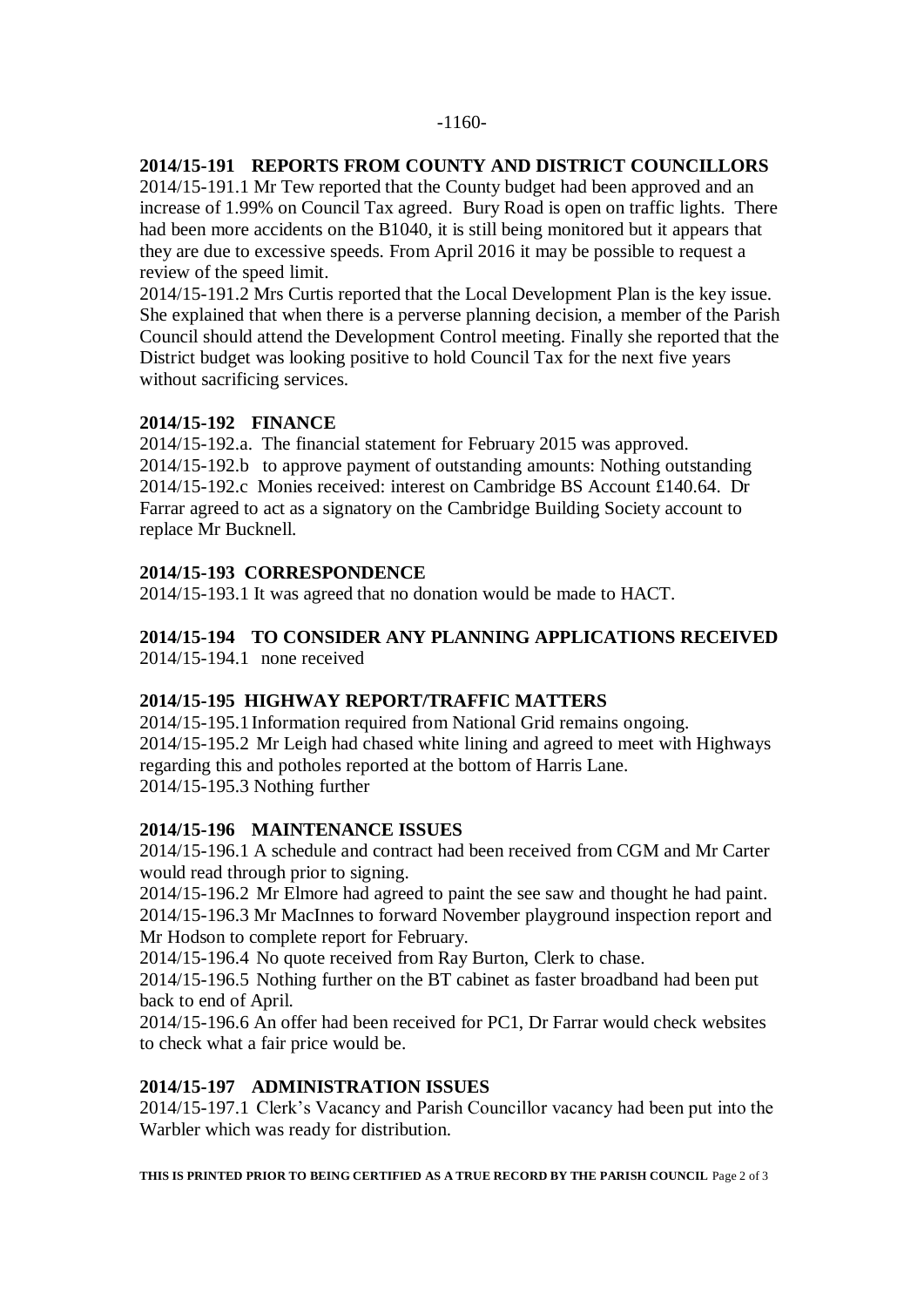## 2014/15-191 REPORTS FROM COUNTY AND DISTRICT COUNCILLORS

2014/15-191.1 Mr Tew reported that the County budget had been approved and an increase of 1.99% on Council Tax agreed. Bury Road is open on traffic lights. There had been more accidents on the B1040, it is still being monitored but it appears that they are due to excessive speeds. From April 2016 it may be possible to request a review of the speed limit.

2014/15-191.2 Mrs Curtis reported that the Local Development Plan is the key issue. She explained that when there is a perverse planning decision, a member of the Parish Council should attend the Development Control meeting. Finally she reported that the District budget was looking positive to hold Council Tax for the next five years without sacrificing services.

## 2014/15-192 FINANCE

2014/15-192.a. The financial statement for February 2015 was approved.
2014/15-192.b to approve payment of outstanding amounts: Nothing outstanding
2014/15-192.c Monies received: interest on Cambridge BS Account £140.64. Dr Farrar agreed to act as a signatory on the Cambridge Building Society account to replace Mr Bucknell.

## 2014/15-193 CORRESPONDENCE

2014/15-193.1 It was agreed that no donation would be made to HACT.

## 2014/15-194 TO CONSIDER ANY PLANNING APPLICATIONS RECEIVED

2014/15-194.1 none received

## 2014/15-195 HIGHWAY REPORT/TRAFFIC MATTERS

2014/15-195.1 Information required from National Grid remains ongoing.
2014/15-195.2 Mr Leigh had chased white lining and agreed to meet with Highways regarding this and potholes reported at the bottom of Harris Lane.
2014/15-195.3 Nothing further

## 2014/15-196 MAINTENANCE ISSUES

2014/15-196.1 A schedule and contract had been received from CGM and Mr Carter would read through prior to signing.
2014/15-196.2 Mr Elmore had agreed to paint the see saw and thought he had paint.
2014/15-196.3 Mr MacInnes to forward November playground inspection report and Mr Hodson to complete report for February.
2014/15-196.4 No quote received from Ray Burton, Clerk to chase.
2014/15-196.5 Nothing further on the BT cabinet as faster broadband had been put back to end of April.
2014/15-196.6 An offer had been received for PC1, Dr Farrar would check websites to check what a fair price would be.

## 2014/15-197 ADMINISTRATION ISSUES

2014/15-197.1 Clerk's Vacancy and Parish Councillor vacancy had been put into the Warbler which was ready for distribution.

**THIS IS PRINTED PRIOR TO BEING CERTIFIED AS A TRUE RECORD BY THE PARISH COUNCIL**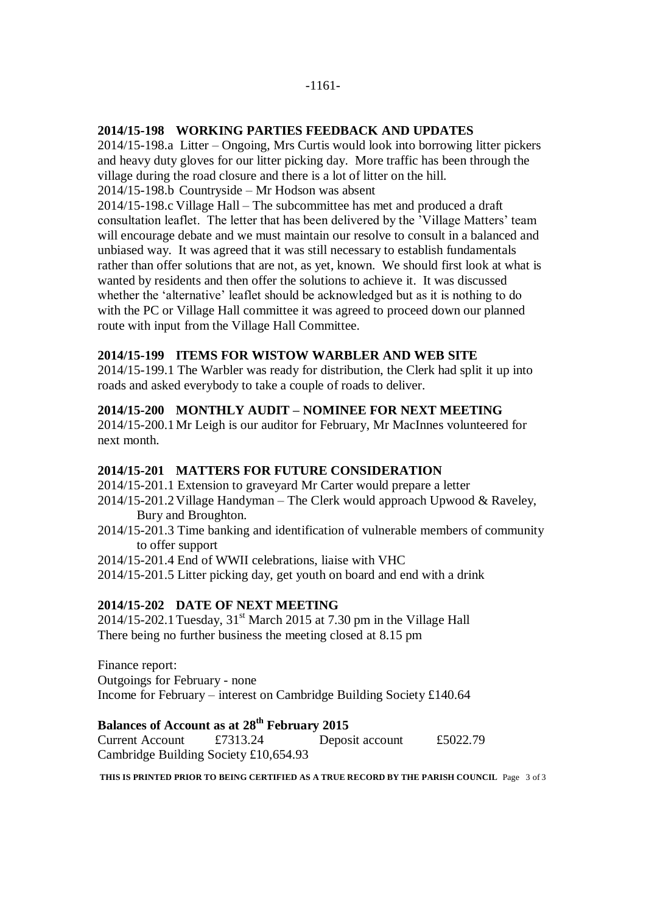## 2014/15-198 WORKING PARTIES FEEDBACK AND UPDATES

2014/15-198.a Litter – Ongoing, Mrs Curtis would look into borrowing litter pickers and heavy duty gloves for our litter picking day. More traffic has been through the village during the road closure and there is a lot of litter on the hill.

2014/15-198.b Countryside – Mr Hodson was absent

2014/15-198.c Village Hall – The subcommittee has met and produced a draft consultation leaflet. The letter that has been delivered by the 'Village Matters' team will encourage debate and we must maintain our resolve to consult in a balanced and unbiased way. It was agreed that it was still necessary to establish fundamentals rather than offer solutions that are not, as yet, known. We should first look at what is wanted by residents and then offer the solutions to achieve it. It was discussed whether the 'alternative' leaflet should be acknowledged but as it is nothing to do with the PC or Village Hall committee it was agreed to proceed down our planned route with input from the Village Hall Committee.

## 2014/15-199 ITEMS FOR WISTOW WARBLER AND WEB SITE

2014/15-199.1 The Warbler was ready for distribution, the Clerk had split it up into roads and asked everybody to take a couple of roads to deliver.

## 2014/15-200 MONTHLY AUDIT – NOMINEE FOR NEXT MEETING

2014/15-200.1 Mr Leigh is our auditor for February, Mr MacInnes volunteered for next month.

## 2014/15-201 MATTERS FOR FUTURE CONSIDERATION

2014/15-201.1 Extension to graveyard Mr Carter would prepare a letter

2014/15-201.2 Village Handyman – The Clerk would approach Upwood & Raveley, Bury and Broughton.

2014/15-201.3 Time banking and identification of vulnerable members of community to offer support

2014/15-201.4 End of WWII celebrations, liaise with VHC

2014/15-201.5 Litter picking day, get youth on board and end with a drink

## 2014/15-202 DATE OF NEXT MEETING

2014/15-202.1 Tuesday, 31st March 2015 at 7.30 pm in the Village Hall

There being no further business the meeting closed at 8.15 pm

Finance report:
Outgoings for February - none
Income for February – interest on Cambridge Building Society £140.64

**Balances of Account as at 28th February 2015**

Current Account £7313.24 Deposit account £5022.79
Cambridge Building Society £10,654.93

**THIS IS PRINTED PRIOR TO BEING CERTIFIED AS A TRUE RECORD BY THE PARISH COUNCIL**